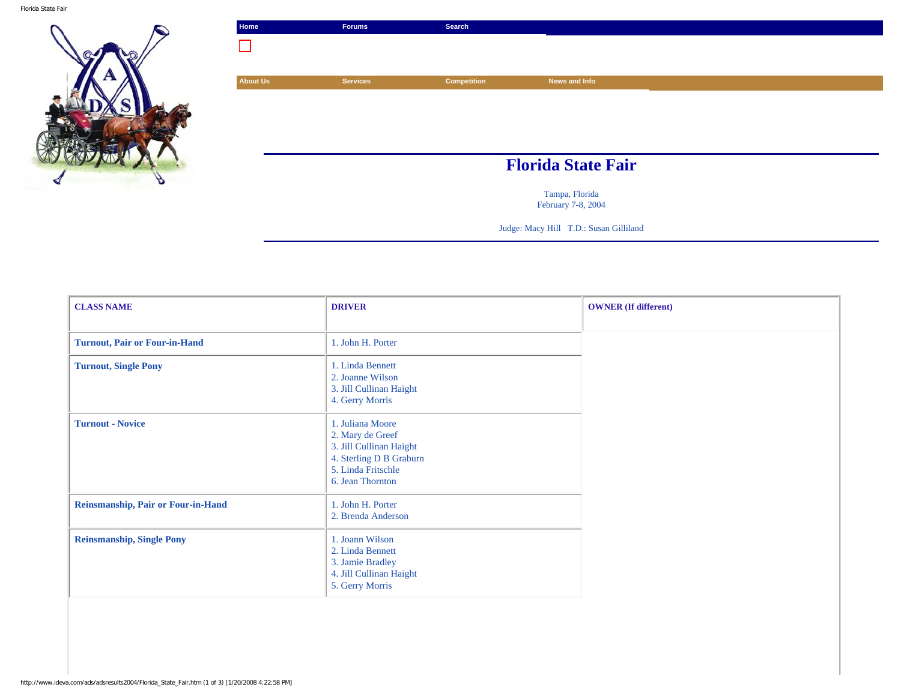Home | Forums | Search

About Us | Services | Competition | News and Info

# Florida State Fair

Tampa, Florida
February 7-8, 2004

Judge: Macy Hill   T.D.: Susan Gilliland

| CLASS NAME | DRIVER | OWNER (If different) |
|---|---|---|
| Turnout, Pair or Four-in-Hand | 1. John H. Porter | |
| Turnout, Single Pony | 1. Linda Bennett<br>2. Joanne Wilson<br>3. Jill Cullinan Haight<br>4. Gerry Morris | |
| Turnout - Novice | 1. Juliana Moore<br>2. Mary de Greef<br>3. Jill Cullinan Haight<br>4. Sterling D B Graburn<br>5. Linda Fritschle<br>6. Jean Thornton | |
| Reinsmanship, Pair or Four-in-Hand | 1. John H. Porter<br>2. Brenda Anderson | |
| Reinsmanship, Single Pony | 1. Joann Wilson<br>2. Linda Bennett<br>3. Jamie Bradley<br>4. Jill Cullinan Haight<br>5. Gerry Morris | |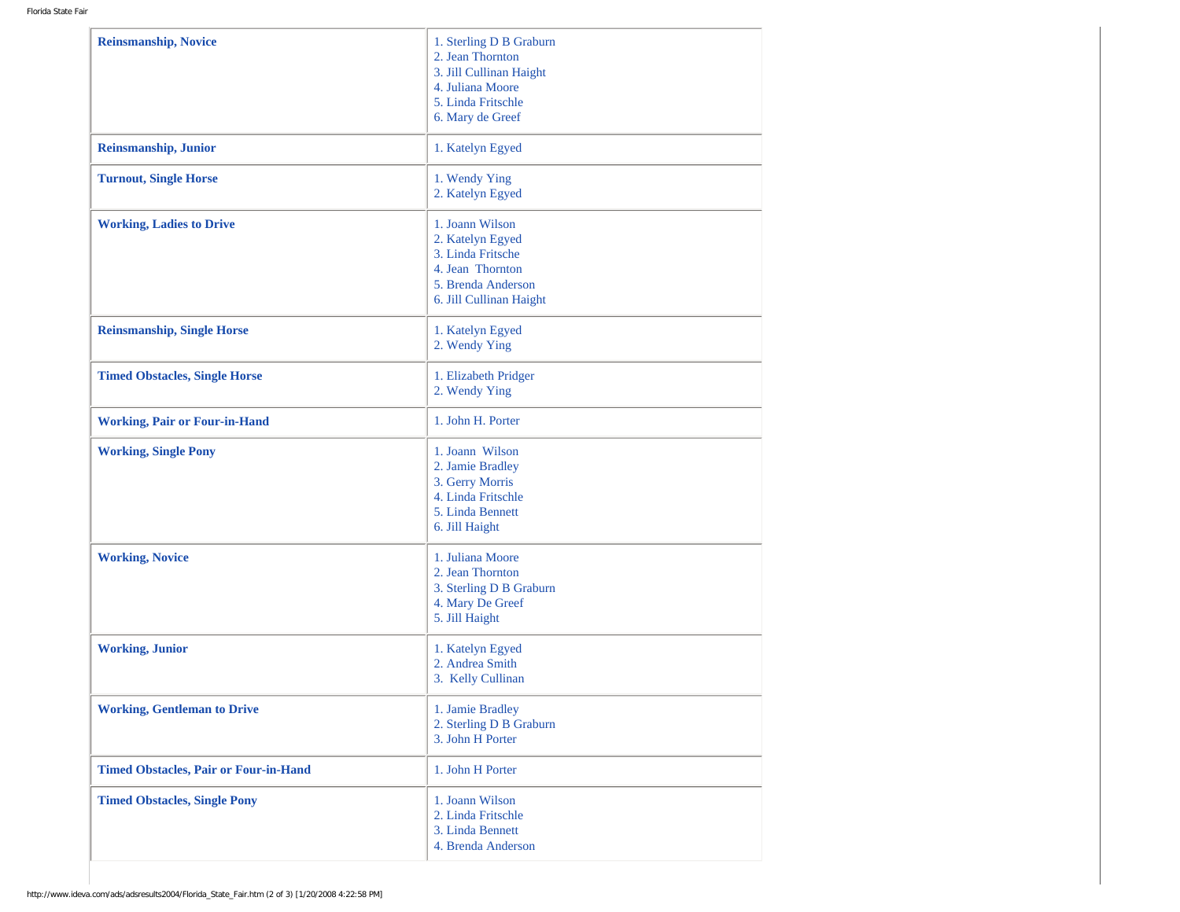| | |
|---|---|
| **Reinsmanship, Novice** | 1. Sterling D B Graburn<br>2. Jean Thornton<br>3. Jill Cullinan Haight<br>4. Juliana Moore<br>5. Linda Fritschle<br>6. Mary de Greef |
| **Reinsmanship, Junior** | 1. Katelyn Egyed |
| **Turnout, Single Horse** | 1. Wendy Ying<br>2. Katelyn Egyed |
| **Working, Ladies to Drive** | 1. Joann Wilson<br>2. Katelyn Egyed<br>3. Linda Fritsche<br>4. Jean Thornton<br>5. Brenda Anderson<br>6. Jill Cullinan Haight |
| **Reinsmanship, Single Horse** | 1. Katelyn Egyed<br>2. Wendy Ying |
| **Timed Obstacles, Single Horse** | 1. Elizabeth Pridger<br>2. Wendy Ying |
| **Working, Pair or Four-in-Hand** | 1. John H. Porter |
| **Working, Single Pony** | 1. Joann Wilson<br>2. Jamie Bradley<br>3. Gerry Morris<br>4. Linda Fritschle<br>5. Linda Bennett<br>6. Jill Haight |
| **Working, Novice** | 1. Juliana Moore<br>2. Jean Thornton<br>3. Sterling D B Graburn<br>4. Mary De Greef<br>5. Jill Haight |
| **Working, Junior** | 1. Katelyn Egyed<br>2. Andrea Smith<br>3. Kelly Cullinan |
| **Working, Gentleman to Drive** | 1. Jamie Bradley<br>2. Sterling D B Graburn<br>3. John H Porter |
| **Timed Obstacles, Pair or Four-in-Hand** | 1. John H Porter |
| **Timed Obstacles, Single Pony** | 1. Joann Wilson<br>2. Linda Fritschle<br>3. Linda Bennett<br>4. Brenda Anderson |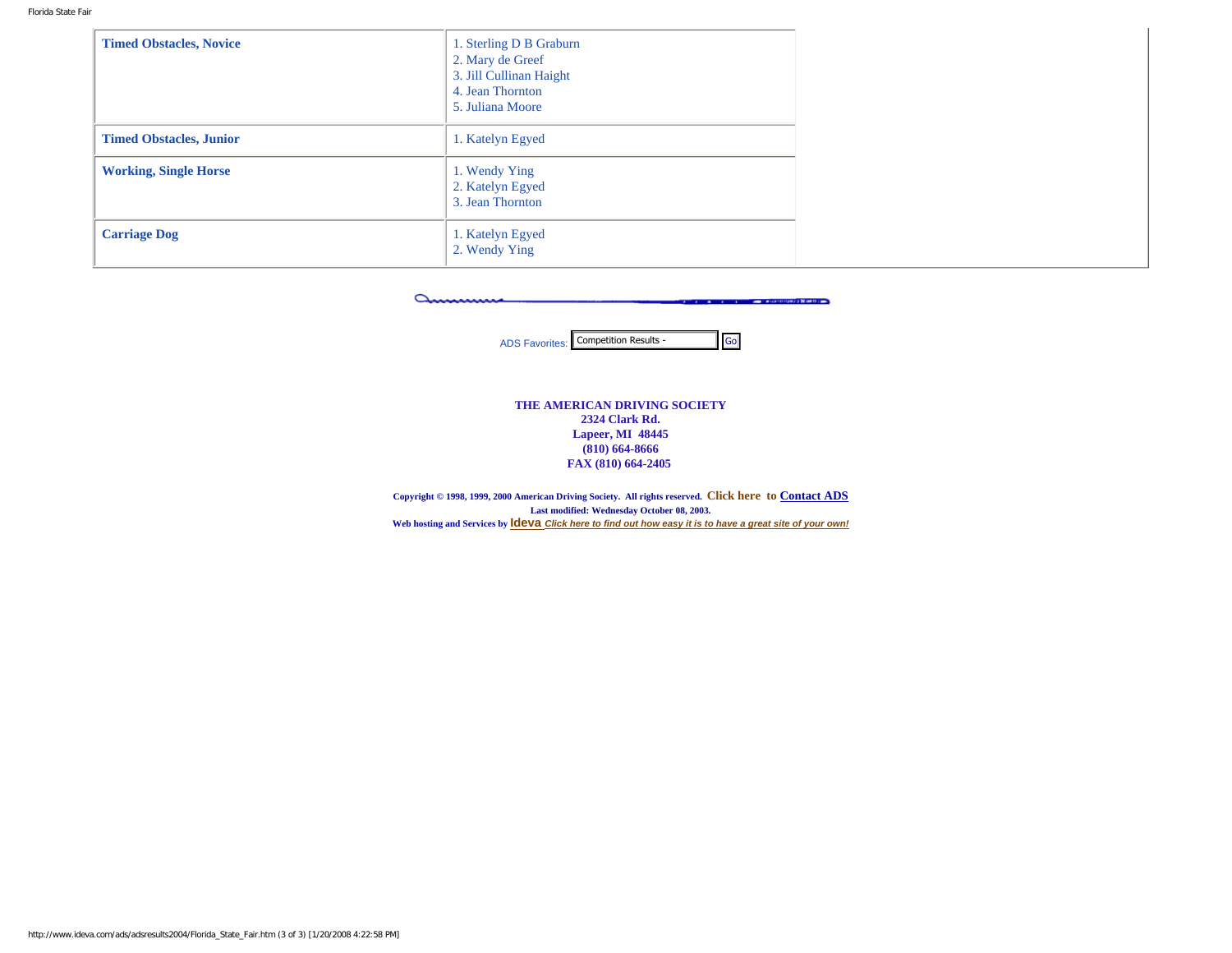| | |
|---|---|
| **Timed Obstacles, Novice** | 1. Sterling D B Graburn<br>2. Mary de Greef<br>3. Jill Cullinan Haight<br>4. Jean Thornton<br>5. Juliana Moore |
| **Timed Obstacles, Junior** | 1. Katelyn Egyed |
| **Working, Single Horse** | 1. Wendy Ying<br>2. Katelyn Egyed<br>3. Jean Thornton |
| **Carriage Dog** | 1. Katelyn Egyed<br>2. Wendy Ying |

ADS Favorites: Competition Results - Go

**THE AMERICAN DRIVING SOCIETY**
**2324 Clark Rd.**
**Lapeer, MI 48445**
**(810) 664-8666**
**FAX (810) 664-2405**

**Copyright © 1998, 1999, 2000 American Driving Society. All rights reserved.** **Click here to Contact ADS**
**Last modified: Wednesday October 08, 2003.**
**Web hosting and Services by Ideva** ***Click here to find out how easy it is to have a great site of your own!***